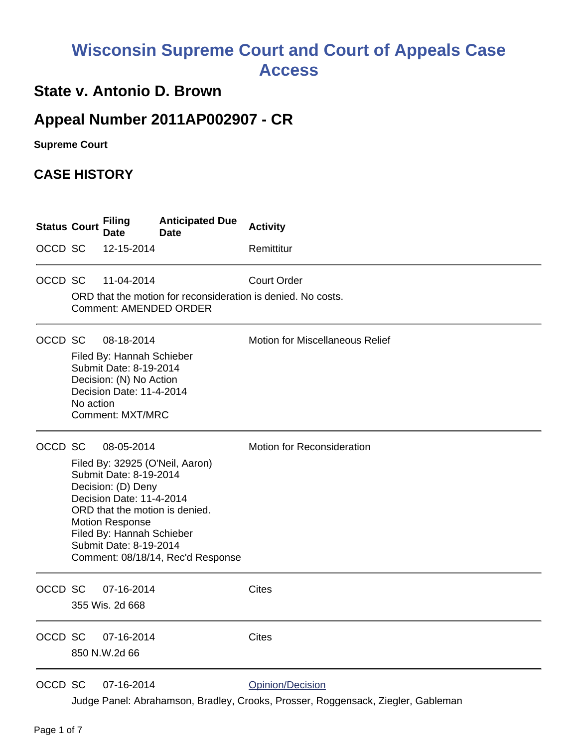# Wisconsin Supreme Court and Court of Appeals Case Access

## State v. Antonio D. Brown

## Appeal Number 2011AP002907 - CR

**Supreme Court**

## CASE HISTORY

| Status | Court | Filing Date | Anticipated Due Date | Activity |
|---|---|---|---|---|
| OCCD | SC | 12-15-2014 | | Remittitur |

---

| Status | Court | Filing Date | Anticipated Due Date | Activity |
|---|---|---|---|---|
| OCCD | SC | 11-04-2014 | | Court Order |

ORD that the motion for reconsideration is denied. No costs.
Comment: AMENDED ORDER

---

| Status | Court | Filing Date | Anticipated Due Date | Activity |
|---|---|---|---|---|
| OCCD | SC | 08-18-2014 | | Motion for Miscellaneous Relief |

Filed By: Hannah Schieber
Submit Date: 8-19-2014
Decision: (N) No Action
Decision Date: 11-4-2014
No action
Comment: MXT/MRC

---

| Status | Court | Filing Date | Anticipated Due Date | Activity |
|---|---|---|---|---|
| OCCD | SC | 08-05-2014 | | Motion for Reconsideration |

Filed By: 32925 (O'Neil, Aaron)
Submit Date: 8-19-2014
Decision: (D) Deny
Decision Date: 11-4-2014
ORD that the motion is denied.
Motion Response
Filed By: Hannah Schieber
Submit Date: 8-19-2014
Comment: 08/18/14, Rec'd Response

---

| Status | Court | Filing Date | Anticipated Due Date | Activity |
|---|---|---|---|---|
| OCCD | SC | 07-16-2014 | | Cites |

355 Wis. 2d 668

---

| Status | Court | Filing Date | Anticipated Due Date | Activity |
|---|---|---|---|---|
| OCCD | SC | 07-16-2014 | | Cites |

850 N.W.2d 66

---

| Status | Court | Filing Date | Anticipated Due Date | Activity |
|---|---|---|---|---|
| OCCD | SC | 07-16-2014 | | Opinion/Decision |

Judge Panel: Abrahamson, Bradley, Crooks, Prosser, Roggensack, Ziegler, Gableman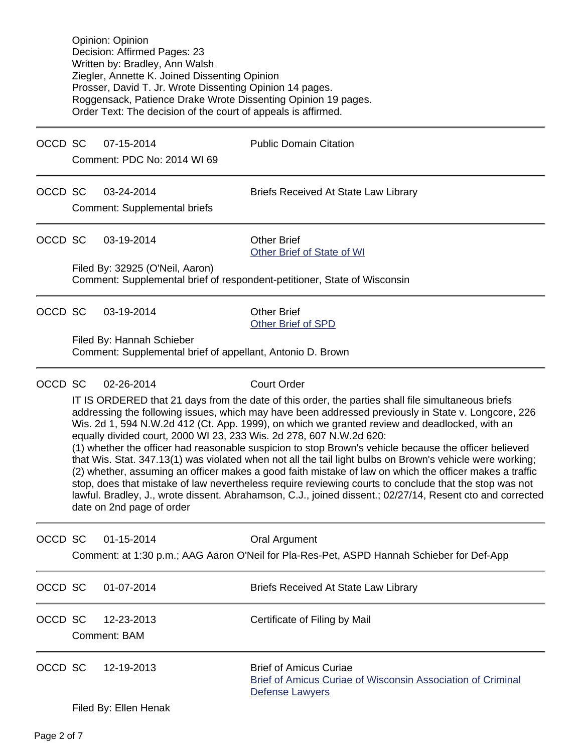Opinion: Opinion
Decision: Affirmed Pages: 23
Written by: Bradley, Ann Walsh
Ziegler, Annette K. Joined Dissenting Opinion
Prosser, David T. Jr. Wrote Dissenting Opinion 14 pages.
Roggensack, Patience Drake Wrote Dissenting Opinion 19 pages.
Order Text: The decision of the court of appeals is affirmed.

---

OCCD SC 07-15-2014 Public Domain Citation

Comment: PDC No: 2014 WI 69

---

OCCD SC 03-24-2014 Briefs Received At State Law Library

Comment: Supplemental briefs

---

OCCD SC 03-19-2014 Other Brief
Other Brief of State of WI

Filed By: 32925 (O'Neil, Aaron)
Comment: Supplemental brief of respondent-petitioner, State of Wisconsin

---

OCCD SC 03-19-2014 Other Brief
Other Brief of SPD

Filed By: Hannah Schieber
Comment: Supplemental brief of appellant, Antonio D. Brown

---

OCCD SC 02-26-2014 Court Order

IT IS ORDERED that 21 days from the date of this order, the parties shall file simultaneous briefs addressing the following issues, which may have been addressed previously in State v. Longcore, 226 Wis. 2d 1, 594 N.W.2d 412 (Ct. App. 1999), on which we granted review and deadlocked, with an equally divided court, 2000 WI 23, 233 Wis. 2d 278, 607 N.W.2d 620:
(1) whether the officer had reasonable suspicion to stop Brown's vehicle because the officer believed that Wis. Stat. 347.13(1) was violated when not all the tail light bulbs on Brown's vehicle were working;
(2) whether, assuming an officer makes a good faith mistake of law on which the officer makes a traffic stop, does that mistake of law nevertheless require reviewing courts to conclude that the stop was not lawful. Bradley, J., wrote dissent. Abrahamson, C.J., joined dissent.; 02/27/14, Resent cto and corrected date on 2nd page of order

---

OCCD SC 01-15-2014 Oral Argument

Comment: at 1:30 p.m.; AAG Aaron O'Neil for Pla-Res-Pet, ASPD Hannah Schieber for Def-App

---

OCCD SC 01-07-2014 Briefs Received At State Law Library

---

OCCD SC 12-23-2013 Certificate of Filing by Mail

Comment: BAM

---

OCCD SC 12-19-2013 Brief of Amicus Curiae
Brief of Amicus Curiae of Wisconsin Association of Criminal Defense Lawyers

Filed By: Ellen Henak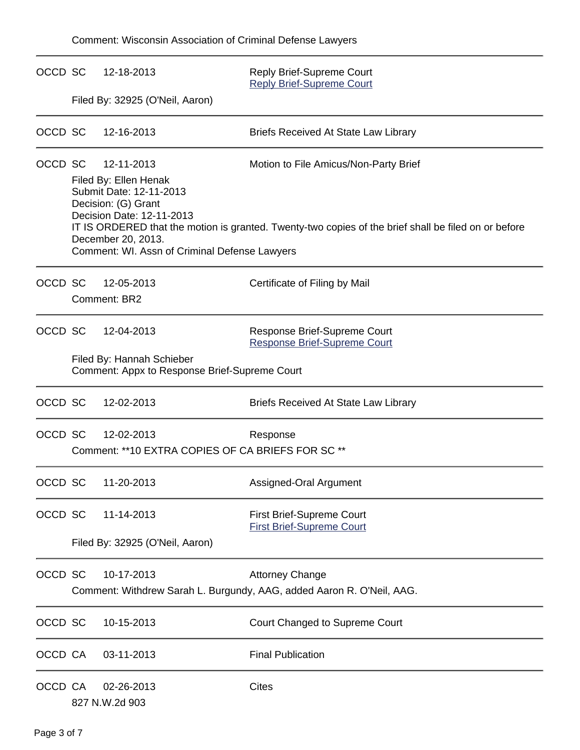Comment: Wisconsin Association of Criminal Defense Lawyers

---

OCCD SC 12-18-2013 Reply Brief-Supreme Court
Reply Brief-Supreme Court

Filed By: 32925 (O'Neil, Aaron)

---

OCCD SC 12-16-2013 Briefs Received At State Law Library

---

OCCD SC 12-11-2013 Motion to File Amicus/Non-Party Brief

Filed By: Ellen Henak
Submit Date: 12-11-2013
Decision: (G) Grant
Decision Date: 12-11-2013
IT IS ORDERED that the motion is granted. Twenty-two copies of the brief shall be filed on or before December 20, 2013.
Comment: WI. Assn of Criminal Defense Lawyers

---

OCCD SC 12-05-2013 Certificate of Filing by Mail

Comment: BR2

---

OCCD SC 12-04-2013 Response Brief-Supreme Court
Response Brief-Supreme Court

Filed By: Hannah Schieber
Comment: Appx to Response Brief-Supreme Court

---

OCCD SC 12-02-2013 Briefs Received At State Law Library

---

OCCD SC 12-02-2013 Response

Comment: **10 EXTRA COPIES OF CA BRIEFS FOR SC **

---

OCCD SC 11-20-2013 Assigned-Oral Argument

---

OCCD SC 11-14-2013 First Brief-Supreme Court
First Brief-Supreme Court

Filed By: 32925 (O'Neil, Aaron)

---

OCCD SC 10-17-2013 Attorney Change

Comment: Withdrew Sarah L. Burgundy, AAG, added Aaron R. O'Neil, AAG.

---

OCCD SC 10-15-2013 Court Changed to Supreme Court

---

OCCD CA 03-11-2013 Final Publication

---

OCCD CA 02-26-2013 Cites

827 N.W.2d 903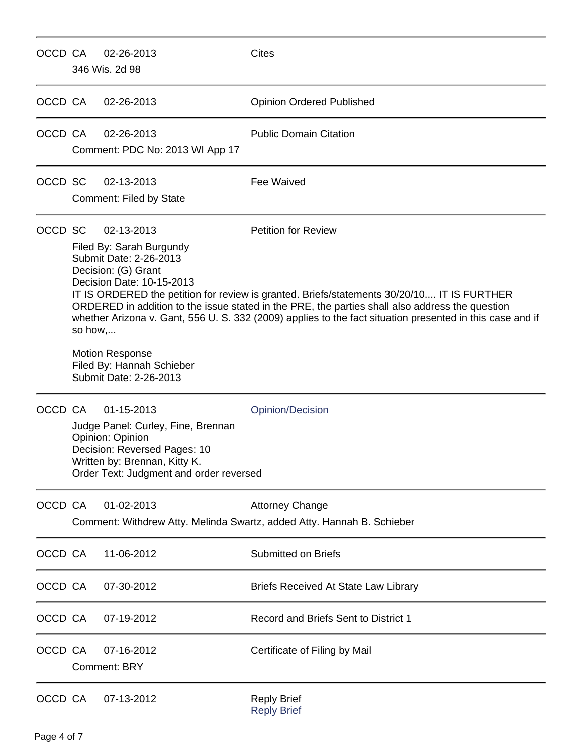| | | | |
|---|---|---|---|
| OCCD | CA | 02-26-2013 | Cites |

346 Wis. 2d 98

---

| | | | |
|---|---|---|---|
| OCCD | CA | 02-26-2013 | Opinion Ordered Published |

---

| | | | |
|---|---|---|---|
| OCCD | CA | 02-26-2013 | Public Domain Citation |

Comment: PDC No: 2013 WI App 17

---

| | | | |
|---|---|---|---|
| OCCD | SC | 02-13-2013 | Fee Waived |

Comment: Filed by State

---

| | | | |
|---|---|---|---|
| OCCD | SC | 02-13-2013 | Petition for Review |

Filed By: Sarah Burgundy
Submit Date: 2-26-2013
Decision: (G) Grant
Decision Date: 10-15-2013
IT IS ORDERED the petition for review is granted. Briefs/statements 30/20/10.... IT IS FURTHER ORDERED in addition to the issue stated in the PRE, the parties shall also address the question whether Arizona v. Gant, 556 U. S. 332 (2009) applies to the fact situation presented in this case and if so how,...

Motion Response
Filed By: Hannah Schieber
Submit Date: 2-26-2013

---

| | | | |
|---|---|---|---|
| OCCD | CA | 01-15-2013 | Opinion/Decision |

Judge Panel: Curley, Fine, Brennan
Opinion: Opinion
Decision: Reversed Pages: 10
Written by: Brennan, Kitty K.
Order Text: Judgment and order reversed

---

| | | | |
|---|---|---|---|
| OCCD | CA | 01-02-2013 | Attorney Change |

Comment: Withdrew Atty. Melinda Swartz, added Atty. Hannah B. Schieber

---

| | | | |
|---|---|---|---|
| OCCD | CA | 11-06-2012 | Submitted on Briefs |

---

| | | | |
|---|---|---|---|
| OCCD | CA | 07-30-2012 | Briefs Received At State Law Library |

---

| | | | |
|---|---|---|---|
| OCCD | CA | 07-19-2012 | Record and Briefs Sent to District 1 |

---

| | | | |
|---|---|---|---|
| OCCD | CA | 07-16-2012 | Certificate of Filing by Mail |

Comment: BRY

---

| | | | |
|---|---|---|---|
| OCCD | CA | 07-13-2012 | Reply Brief<br>Reply Brief |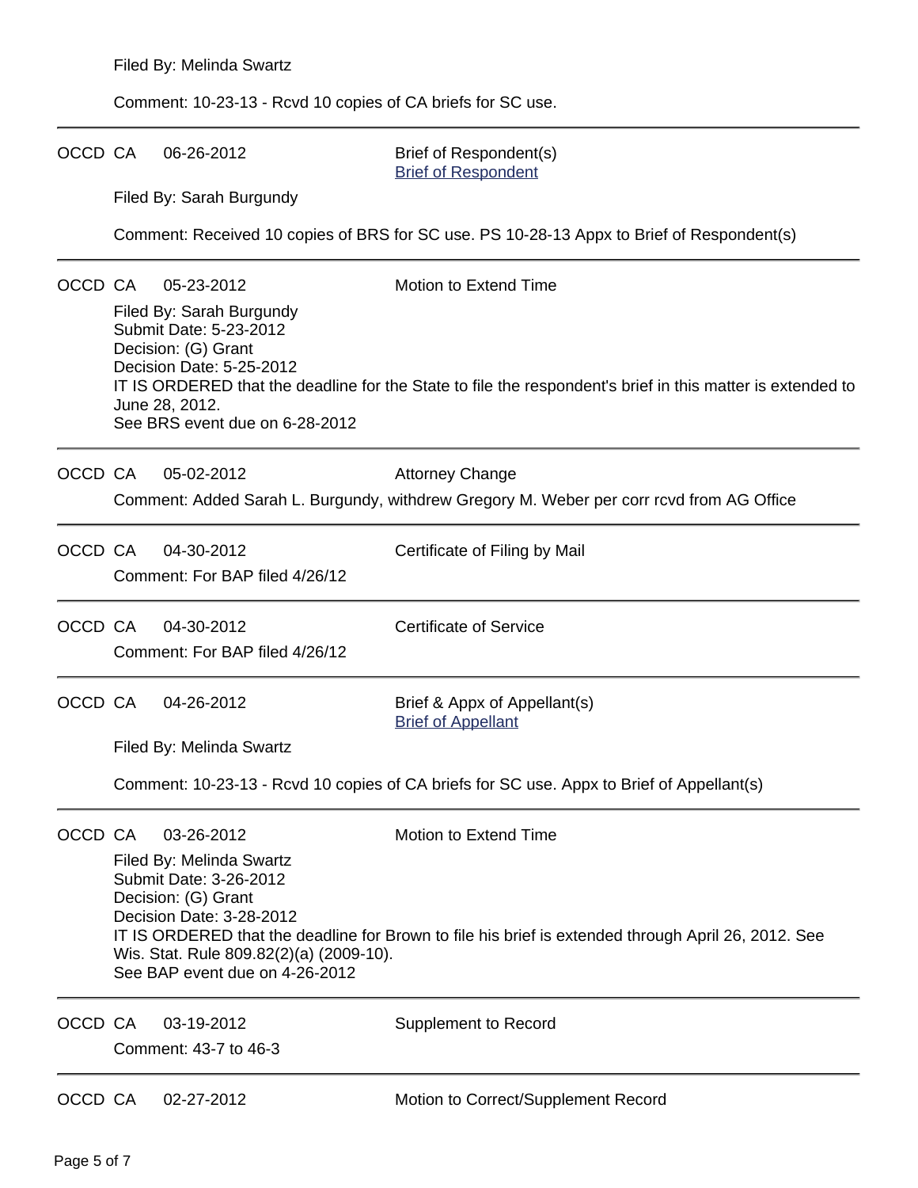Filed By: Melinda Swartz

Comment: 10-23-13 - Rcvd 10 copies of CA briefs for SC use.

---

OCCD CA 06-26-2012 Brief of Respondent(s)
[Brief of Respondent]

Filed By: Sarah Burgundy

Comment: Received 10 copies of BRS for SC use. PS 10-28-13 Appx to Brief of Respondent(s)

---

OCCD CA 05-23-2012 Motion to Extend Time

Filed By: Sarah Burgundy
Submit Date: 5-23-2012
Decision: (G) Grant
Decision Date: 5-25-2012
IT IS ORDERED that the deadline for the State to file the respondent's brief in this matter is extended to June 28, 2012.
See BRS event due on 6-28-2012

---

OCCD CA 05-02-2012 Attorney Change

Comment: Added Sarah L. Burgundy, withdrew Gregory M. Weber per corr rcvd from AG Office

---

OCCD CA 04-30-2012 Certificate of Filing by Mail

Comment: For BAP filed 4/26/12

---

OCCD CA 04-30-2012 Certificate of Service

Comment: For BAP filed 4/26/12

---

OCCD CA 04-26-2012 Brief & Appx of Appellant(s)
[Brief of Appellant]

Filed By: Melinda Swartz

Comment: 10-23-13 - Rcvd 10 copies of CA briefs for SC use. Appx to Brief of Appellant(s)

---

OCCD CA 03-26-2012 Motion to Extend Time

Filed By: Melinda Swartz
Submit Date: 3-26-2012
Decision: (G) Grant
Decision Date: 3-28-2012
IT IS ORDERED that the deadline for Brown to file his brief is extended through April 26, 2012. See Wis. Stat. Rule 809.82(2)(a) (2009-10).
See BAP event due on 4-26-2012

---

OCCD CA 03-19-2012 Supplement to Record

Comment: 43-7 to 46-3

---

OCCD CA 02-27-2012 Motion to Correct/Supplement Record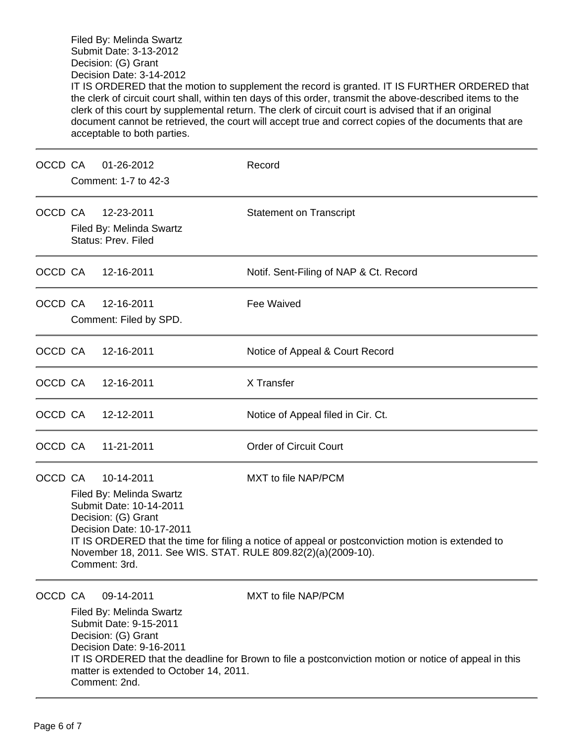Filed By: Melinda Swartz
Submit Date: 3-13-2012
Decision: (G) Grant
Decision Date: 3-14-2012
IT IS ORDERED that the motion to supplement the record is granted. IT IS FURTHER ORDERED that the clerk of circuit court shall, within ten days of this order, transmit the above-described items to the clerk of this court by supplemental return. The clerk of circuit court is advised that if an original document cannot be retrieved, the court will accept true and correct copies of the documents that are acceptable to both parties.

---

OCCD CA 01-26-2012 Record
Comment: 1-7 to 42-3

---

OCCD CA 12-23-2011 Statement on Transcript
Filed By: Melinda Swartz
Status: Prev. Filed

---

OCCD CA 12-16-2011 Notif. Sent-Filing of NAP & Ct. Record

---

OCCD CA 12-16-2011 Fee Waived
Comment: Filed by SPD.

---

OCCD CA 12-16-2011 Notice of Appeal & Court Record

---

OCCD CA 12-16-2011 X Transfer

---

OCCD CA 12-12-2011 Notice of Appeal filed in Cir. Ct.

---

OCCD CA 11-21-2011 Order of Circuit Court

---

OCCD CA 10-14-2011 MXT to file NAP/PCM
Filed By: Melinda Swartz
Submit Date: 10-14-2011
Decision: (G) Grant
Decision Date: 10-17-2011
IT IS ORDERED that the time for filing a notice of appeal or postconviction motion is extended to November 18, 2011. See WIS. STAT. RULE 809.82(2)(a)(2009-10).
Comment: 3rd.

---

OCCD CA 09-14-2011 MXT to file NAP/PCM
Filed By: Melinda Swartz
Submit Date: 9-15-2011
Decision: (G) Grant
Decision Date: 9-16-2011
IT IS ORDERED that the deadline for Brown to file a postconviction motion or notice of appeal in this matter is extended to October 14, 2011.
Comment: 2nd.

---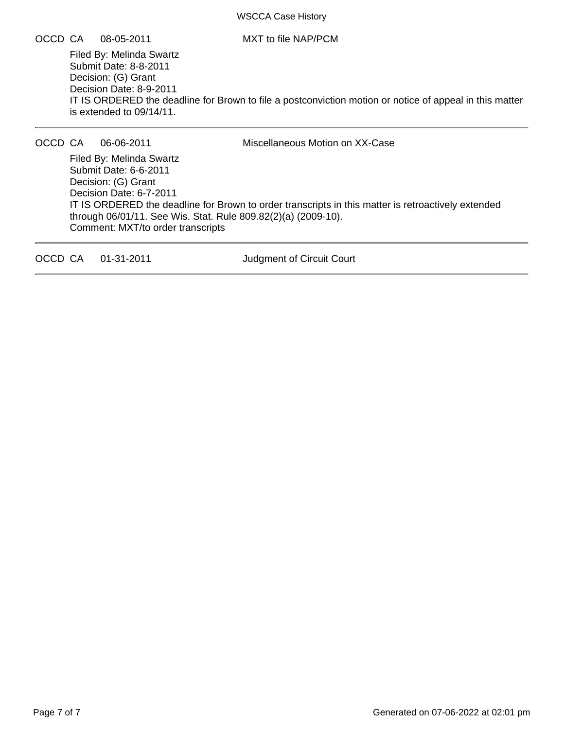OCCD CA 08-05-2011 MXT to file NAP/PCM

Filed By: Melinda Swartz
Submit Date: 8-8-2011
Decision: (G) Grant
Decision Date: 8-9-2011
IT IS ORDERED the deadline for Brown to file a postconviction motion or notice of appeal in this matter is extended to 09/14/11.

---

OCCD CA 06-06-2011 Miscellaneous Motion on XX-Case

Filed By: Melinda Swartz
Submit Date: 6-6-2011
Decision: (G) Grant
Decision Date: 6-7-2011
IT IS ORDERED the deadline for Brown to order transcripts in this matter is retroactively extended through 06/01/11. See Wis. Stat. Rule 809.82(2)(a) (2009-10).
Comment: MXT/to order transcripts

---

OCCD CA 01-31-2011 Judgment of Circuit Court

---